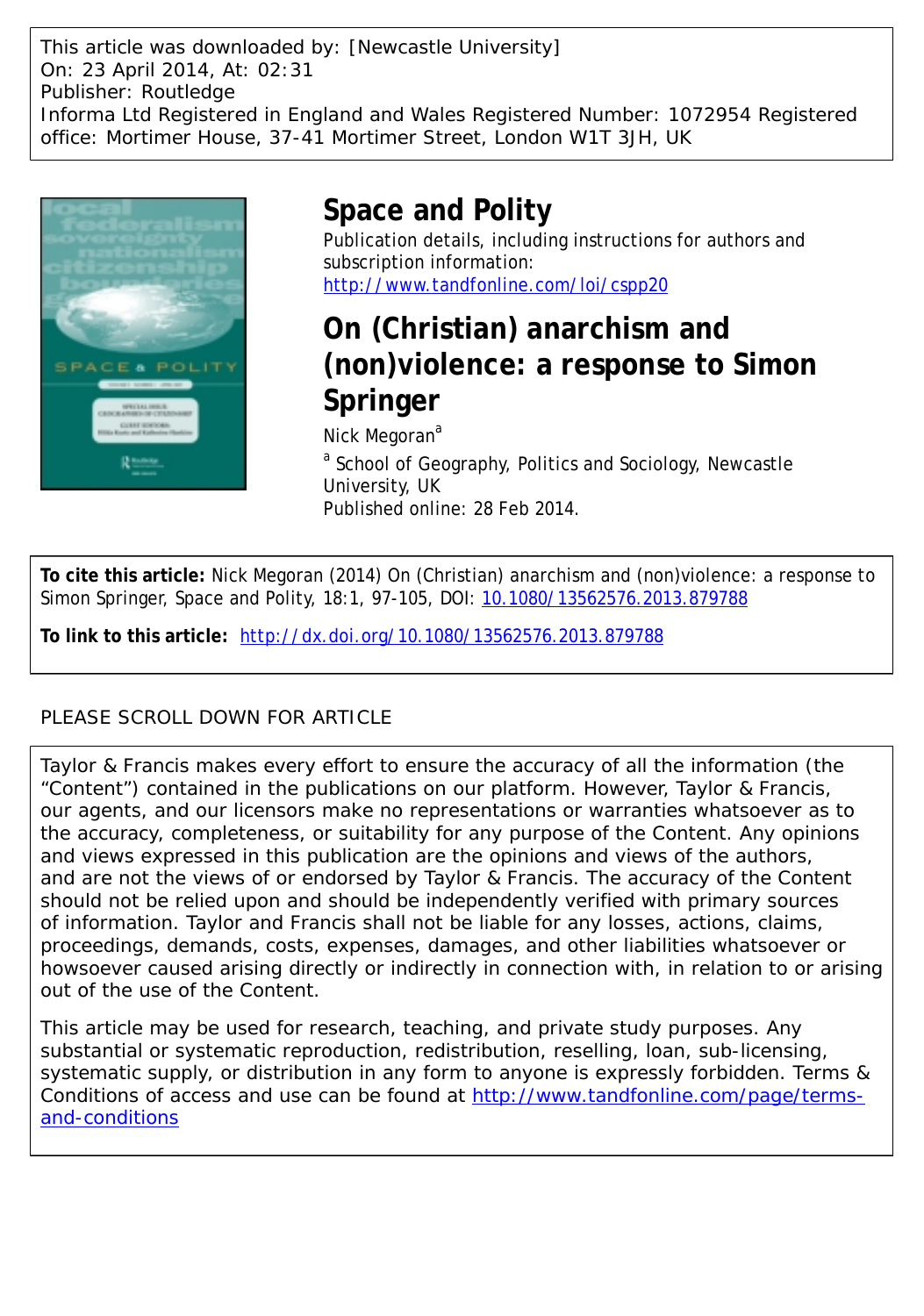This article was downloaded by: [Newcastle University]
On: 23 April 2014, At: 02:31
Publisher: Routledge
Informa Ltd Registered in England and Wales Registered Number: 1072954 Registered office: Mortimer House, 37-41 Mortimer Street, London W1T 3JH, UK

# Space and Polity

Publication details, including instructions for authors and subscription information:
http://www.tandfonline.com/loi/cspp20

# On (Christian) anarchism and (non)violence: a response to Simon Springer

Nick Megoran[a]

[a] School of Geography, Politics and Sociology, Newcastle University, UK

Published online: 28 Feb 2014.

**To cite this article:** Nick Megoran (2014) On (Christian) anarchism and (non)violence: a response to Simon Springer, Space and Polity, 18:1, 97-105, DOI: 10.1080/13562576.2013.879788

**To link to this article:** http://dx.doi.org/10.1080/13562576.2013.879788

PLEASE SCROLL DOWN FOR ARTICLE

Taylor & Francis makes every effort to ensure the accuracy of all the information (the "Content") contained in the publications on our platform. However, Taylor & Francis, our agents, and our licensors make no representations or warranties whatsoever as to the accuracy, completeness, or suitability for any purpose of the Content. Any opinions and views expressed in this publication are the opinions and views of the authors, and are not the views of or endorsed by Taylor & Francis. The accuracy of the Content should not be relied upon and should be independently verified with primary sources of information. Taylor and Francis shall not be liable for any losses, actions, claims, proceedings, demands, costs, expenses, damages, and other liabilities whatsoever or howsoever caused arising directly or indirectly in connection with, in relation to or arising out of the use of the Content.

This article may be used for research, teaching, and private study purposes. Any substantial or systematic reproduction, redistribution, reselling, loan, sub-licensing, systematic supply, or distribution in any form to anyone is expressly forbidden. Terms & Conditions of access and use can be found at http://www.tandfonline.com/page/terms-and-conditions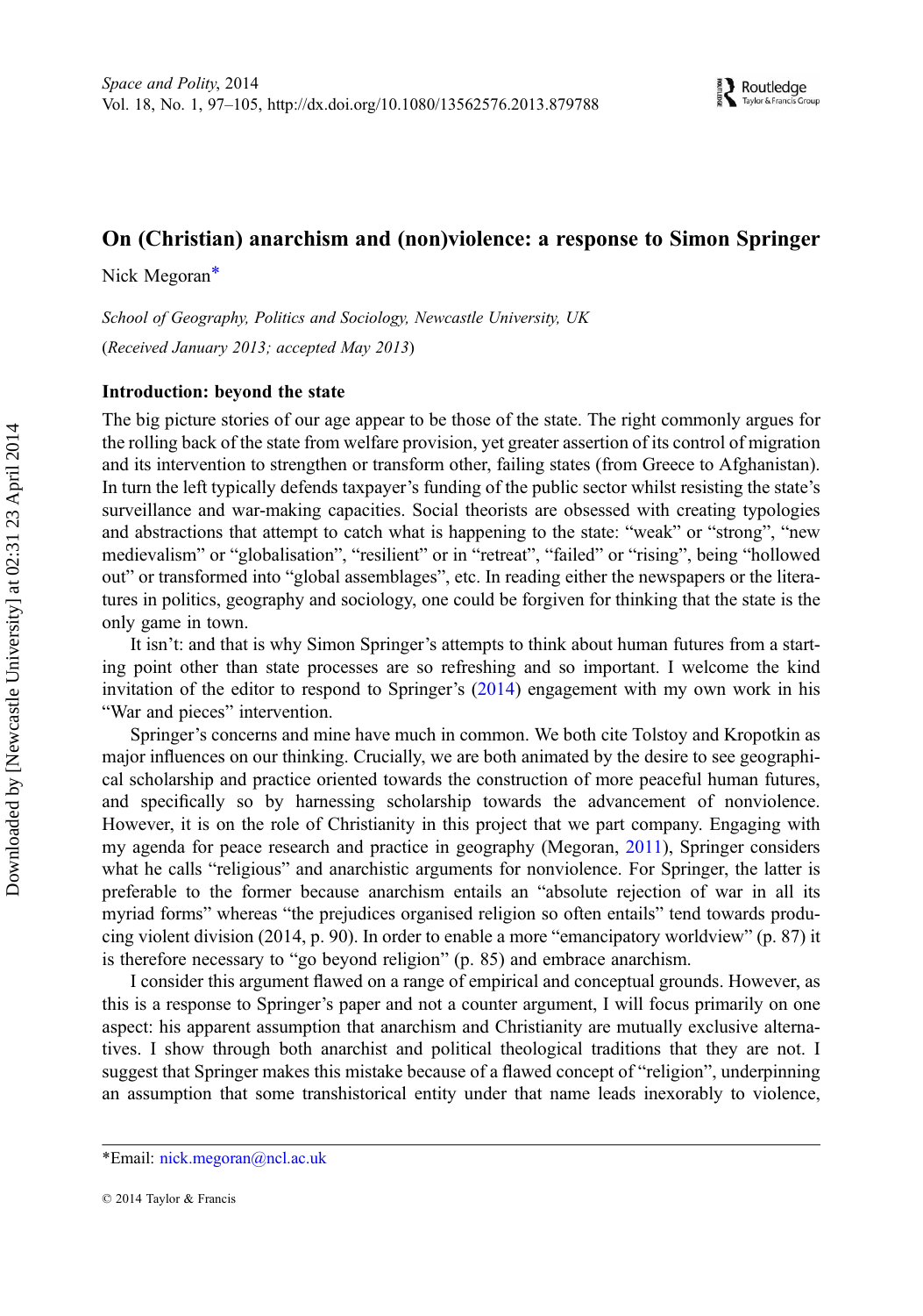# On (Christian) anarchism and (non)violence: a response to Simon Springer

Nick Megoran*

*School of Geography, Politics and Sociology, Newcastle University, UK*

(*Received January 2013; accepted May 2013*)

## Introduction: beyond the state

The big picture stories of our age appear to be those of the state. The right commonly argues for the rolling back of the state from welfare provision, yet greater assertion of its control of migration and its intervention to strengthen or transform other, failing states (from Greece to Afghanistan). In turn the left typically defends taxpayer's funding of the public sector whilst resisting the state's surveillance and war-making capacities. Social theorists are obsessed with creating typologies and abstractions that attempt to catch what is happening to the state: "weak" or "strong", "new medievalism" or "globalisation", "resilient" or in "retreat", "failed" or "rising", being "hollowed out" or transformed into "global assemblages", etc. In reading either the newspapers or the literatures in politics, geography and sociology, one could be forgiven for thinking that the state is the only game in town.

It isn't: and that is why Simon Springer's attempts to think about human futures from a starting point other than state processes are so refreshing and so important. I welcome the kind invitation of the editor to respond to Springer's (2014) engagement with my own work in his "War and pieces" intervention.

Springer's concerns and mine have much in common. We both cite Tolstoy and Kropotkin as major influences on our thinking. Crucially, we are both animated by the desire to see geographical scholarship and practice oriented towards the construction of more peaceful human futures, and specifically so by harnessing scholarship towards the advancement of nonviolence. However, it is on the role of Christianity in this project that we part company. Engaging with my agenda for peace research and practice in geography (Megoran, 2011), Springer considers what he calls "religious" and anarchistic arguments for nonviolence. For Springer, the latter is preferable to the former because anarchism entails an "absolute rejection of war in all its myriad forms" whereas "the prejudices organised religion so often entails" tend towards producing violent division (2014, p. 90). In order to enable a more "emancipatory worldview" (p. 87) it is therefore necessary to "go beyond religion" (p. 85) and embrace anarchism.

I consider this argument flawed on a range of empirical and conceptual grounds. However, as this is a response to Springer's paper and not a counter argument, I will focus primarily on one aspect: his apparent assumption that anarchism and Christianity are mutually exclusive alternatives. I show through both anarchist and political theological traditions that they are not. I suggest that Springer makes this mistake because of a flawed concept of "religion", underpinning an assumption that some transhistorical entity under that name leads inexorably to violence,

*Email: nick.megoran@ncl.ac.uk

© 2014 Taylor & Francis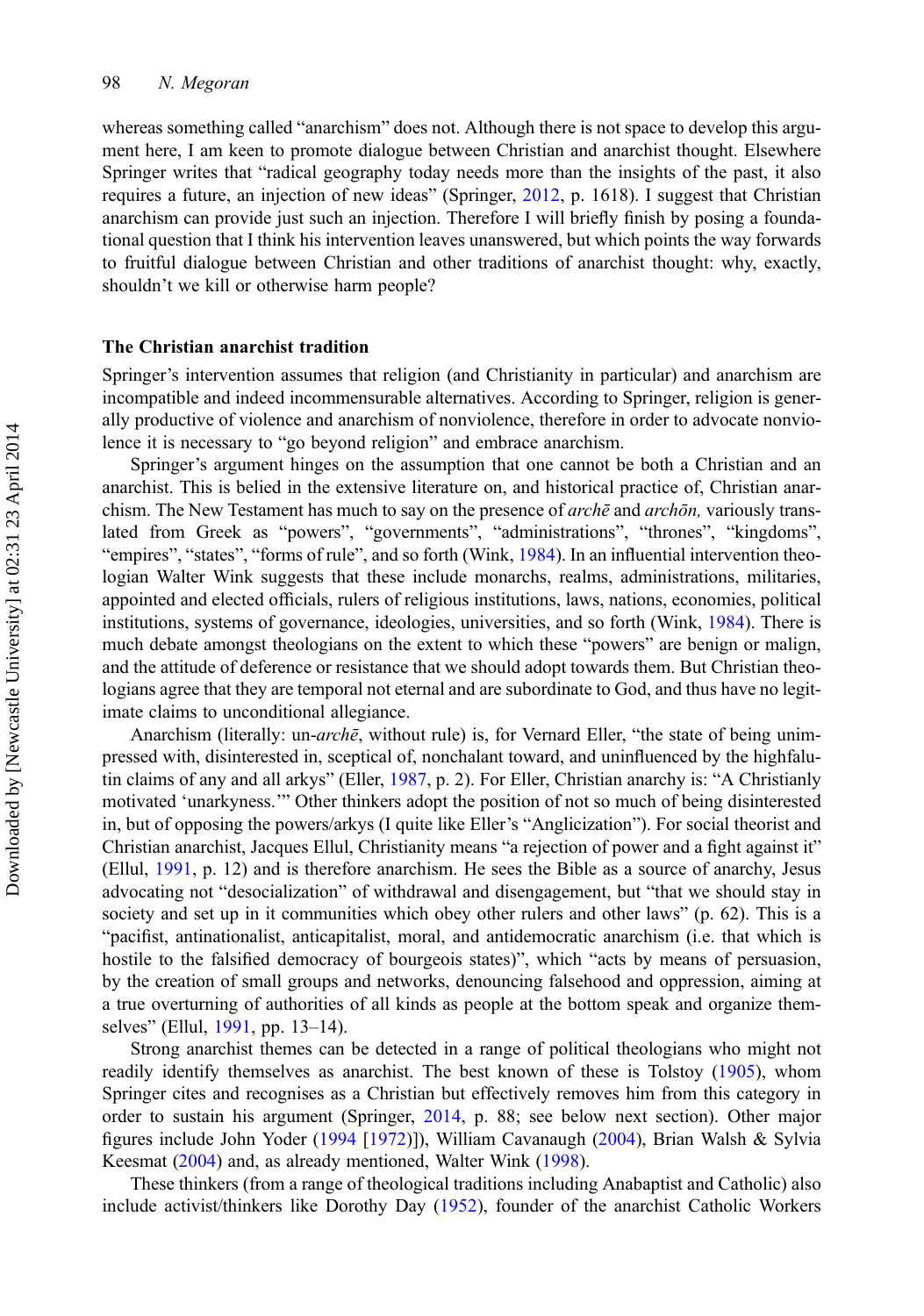whereas something called "anarchism" does not. Although there is not space to develop this argument here, I am keen to promote dialogue between Christian and anarchist thought. Elsewhere Springer writes that "radical geography today needs more than the insights of the past, it also requires a future, an injection of new ideas" (Springer, 2012, p. 1618). I suggest that Christian anarchism can provide just such an injection. Therefore I will briefly finish by posing a foundational question that I think his intervention leaves unanswered, but which points the way forwards to fruitful dialogue between Christian and other traditions of anarchist thought: why, exactly, shouldn't we kill or otherwise harm people?

## The Christian anarchist tradition

Springer's intervention assumes that religion (and Christianity in particular) and anarchism are incompatible and indeed incommensurable alternatives. According to Springer, religion is generally productive of violence and anarchism of nonviolence, therefore in order to advocate nonviolence it is necessary to "go beyond religion" and embrace anarchism.

Springer's argument hinges on the assumption that one cannot be both a Christian and an anarchist. This is belied in the extensive literature on, and historical practice of, Christian anarchism. The New Testament has much to say on the presence of *archē* and *archōn,* variously translated from Greek as "powers", "governments", "administrations", "thrones", "kingdoms", "empires", "states", "forms of rule", and so forth (Wink, 1984). In an influential intervention theologian Walter Wink suggests that these include monarchs, realms, administrations, militaries, appointed and elected officials, rulers of religious institutions, laws, nations, economies, political institutions, systems of governance, ideologies, universities, and so forth (Wink, 1984). There is much debate amongst theologians on the extent to which these "powers" are benign or malign, and the attitude of deference or resistance that we should adopt towards them. But Christian theologians agree that they are temporal not eternal and are subordinate to God, and thus have no legitimate claims to unconditional allegiance.

Anarchism (literally: un-*archē*, without rule) is, for Vernard Eller, "the state of being unimpressed with, disinterested in, sceptical of, nonchalant toward, and uninfluenced by the highfalutin claims of any and all arkys" (Eller, 1987, p. 2). For Eller, Christian anarchy is: "A Christianly motivated 'unarkyness.'" Other thinkers adopt the position of not so much of being disinterested in, but of opposing the powers/arkys (I quite like Eller's "Anglicization"). For social theorist and Christian anarchist, Jacques Ellul, Christianity means "a rejection of power and a fight against it" (Ellul, 1991, p. 12) and is therefore anarchism. He sees the Bible as a source of anarchy, Jesus advocating not "desocialization" of withdrawal and disengagement, but "that we should stay in society and set up in it communities which obey other rulers and other laws" (p. 62). This is a "pacifist, antinationalist, anticapitalist, moral, and antidemocratic anarchism (i.e. that which is hostile to the falsified democracy of bourgeois states)", which "acts by means of persuasion, by the creation of small groups and networks, denouncing falsehood and oppression, aiming at a true overturning of authorities of all kinds as people at the bottom speak and organize themselves" (Ellul, 1991, pp. 13–14).

Strong anarchist themes can be detected in a range of political theologians who might not readily identify themselves as anarchist. The best known of these is Tolstoy (1905), whom Springer cites and recognises as a Christian but effectively removes him from this category in order to sustain his argument (Springer, 2014, p. 88; see below next section). Other major figures include John Yoder (1994 [1972)]), William Cavanaugh (2004), Brian Walsh & Sylvia Keesmat (2004) and, as already mentioned, Walter Wink (1998).

These thinkers (from a range of theological traditions including Anabaptist and Catholic) also include activist/thinkers like Dorothy Day (1952), founder of the anarchist Catholic Workers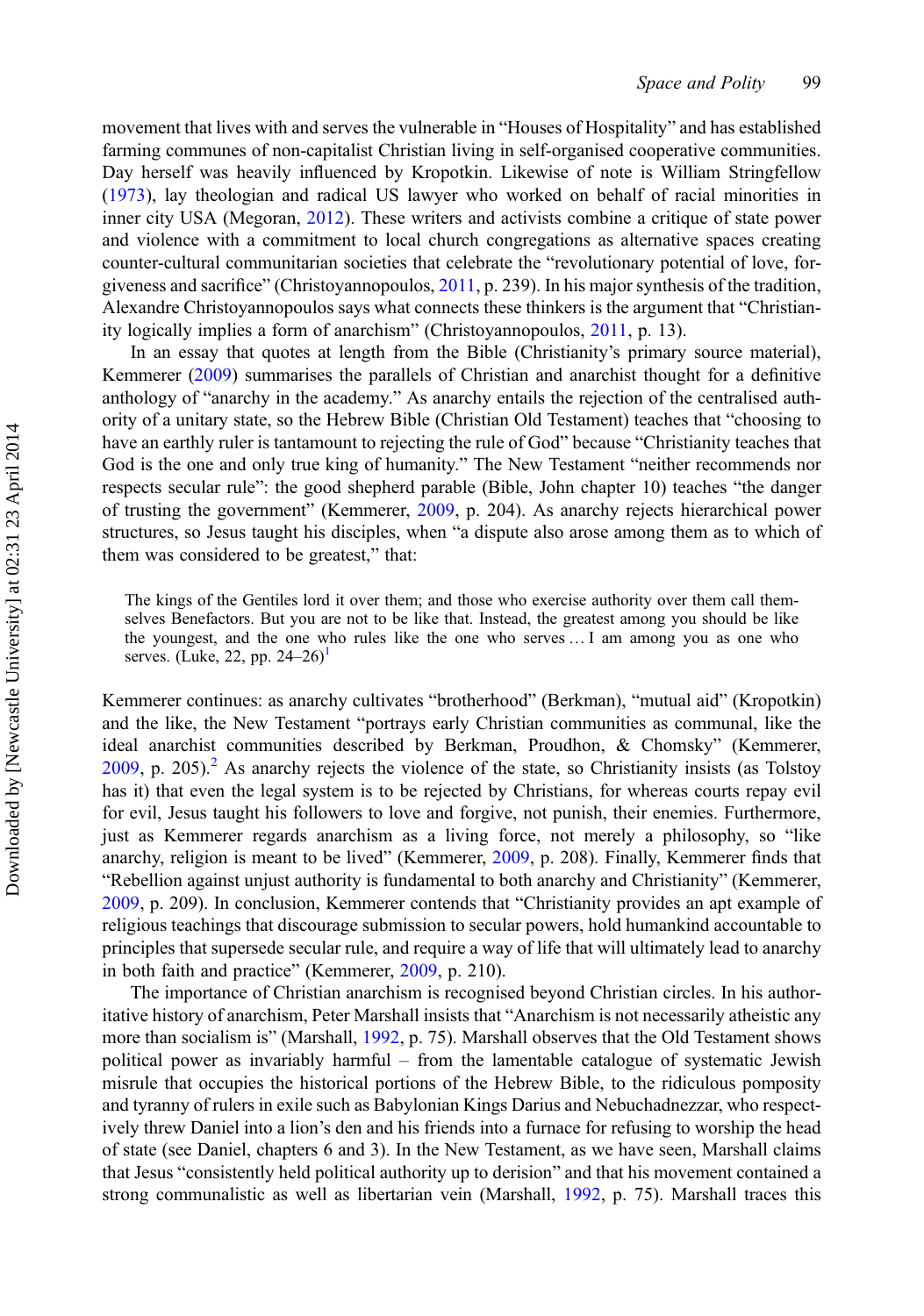movement that lives with and serves the vulnerable in "Houses of Hospitality" and has established farming communes of non-capitalist Christian living in self-organised cooperative communities. Day herself was heavily influenced by Kropotkin. Likewise of note is William Stringfellow (1973), lay theologian and radical US lawyer who worked on behalf of racial minorities in inner city USA (Megoran, 2012). These writers and activists combine a critique of state power and violence with a commitment to local church congregations as alternative spaces creating counter-cultural communitarian societies that celebrate the "revolutionary potential of love, forgiveness and sacrifice" (Christoyannopoulos, 2011, p. 239). In his major synthesis of the tradition, Alexandre Christoyannopoulos says what connects these thinkers is the argument that "Christianity logically implies a form of anarchism" (Christoyannopoulos, 2011, p. 13).

In an essay that quotes at length from the Bible (Christianity's primary source material), Kemmerer (2009) summarises the parallels of Christian and anarchist thought for a definitive anthology of "anarchy in the academy." As anarchy entails the rejection of the centralised authority of a unitary state, so the Hebrew Bible (Christian Old Testament) teaches that "choosing to have an earthly ruler is tantamount to rejecting the rule of God" because "Christianity teaches that God is the one and only true king of humanity." The New Testament "neither recommends nor respects secular rule": the good shepherd parable (Bible, John chapter 10) teaches "the danger of trusting the government" (Kemmerer, 2009, p. 204). As anarchy rejects hierarchical power structures, so Jesus taught his disciples, when "a dispute also arose among them as to which of them was considered to be greatest," that:

> The kings of the Gentiles lord it over them; and those who exercise authority over them call themselves Benefactors. But you are not to be like that. Instead, the greatest among you should be like the youngest, and the one who rules like the one who serves … I am among you as one who serves. (Luke, 22, pp. 24–26)[1]

Kemmerer continues: as anarchy cultivates "brotherhood" (Berkman), "mutual aid" (Kropotkin) and the like, the New Testament "portrays early Christian communities as communal, like the ideal anarchist communities described by Berkman, Proudhon, & Chomsky" (Kemmerer, 2009, p. 205).[2] As anarchy rejects the violence of the state, so Christianity insists (as Tolstoy has it) that even the legal system is to be rejected by Christians, for whereas courts repay evil for evil, Jesus taught his followers to love and forgive, not punish, their enemies. Furthermore, just as Kemmerer regards anarchism as a living force, not merely a philosophy, so "like anarchy, religion is meant to be lived" (Kemmerer, 2009, p. 208). Finally, Kemmerer finds that "Rebellion against unjust authority is fundamental to both anarchy and Christianity" (Kemmerer, 2009, p. 209). In conclusion, Kemmerer contends that "Christianity provides an apt example of religious teachings that discourage submission to secular powers, hold humankind accountable to principles that supersede secular rule, and require a way of life that will ultimately lead to anarchy in both faith and practice" (Kemmerer, 2009, p. 210).

The importance of Christian anarchism is recognised beyond Christian circles. In his authoritative history of anarchism, Peter Marshall insists that "Anarchism is not necessarily atheistic any more than socialism is" (Marshall, 1992, p. 75). Marshall observes that the Old Testament shows political power as invariably harmful – from the lamentable catalogue of systematic Jewish misrule that occupies the historical portions of the Hebrew Bible, to the ridiculous pomposity and tyranny of rulers in exile such as Babylonian Kings Darius and Nebuchadnezzar, who respectively threw Daniel into a lion's den and his friends into a furnace for refusing to worship the head of state (see Daniel, chapters 6 and 3). In the New Testament, as we have seen, Marshall claims that Jesus "consistently held political authority up to derision" and that his movement contained a strong communalistic as well as libertarian vein (Marshall, 1992, p. 75). Marshall traces this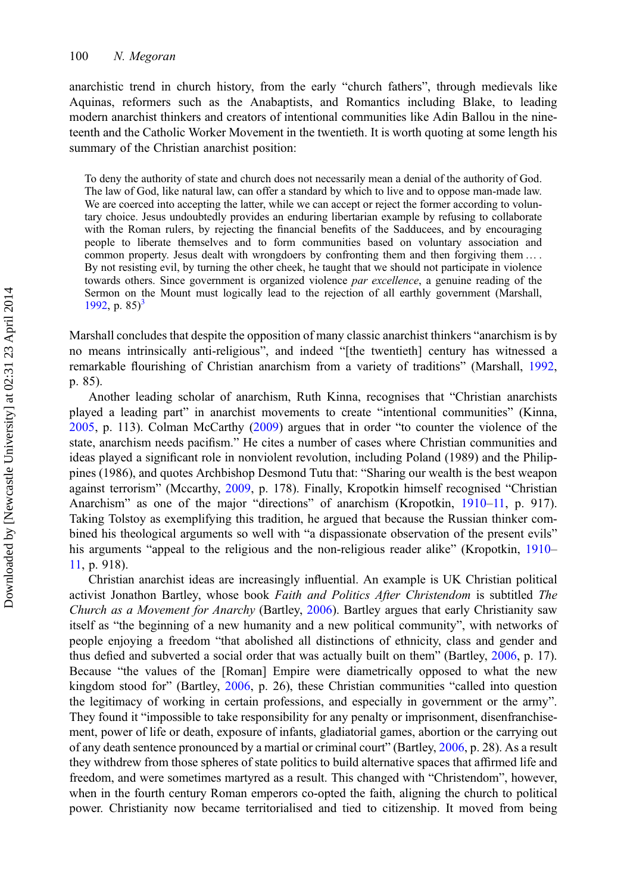anarchistic trend in church history, from the early "church fathers", through medievals like Aquinas, reformers such as the Anabaptists, and Romantics including Blake, to leading modern anarchist thinkers and creators of intentional communities like Adin Ballou in the nineteenth and the Catholic Worker Movement in the twentieth. It is worth quoting at some length his summary of the Christian anarchist position:

> To deny the authority of state and church does not necessarily mean a denial of the authority of God. The law of God, like natural law, can offer a standard by which to live and to oppose man-made law. We are coerced into accepting the latter, while we can accept or reject the former according to voluntary choice. Jesus undoubtedly provides an enduring libertarian example by refusing to collaborate with the Roman rulers, by rejecting the financial benefits of the Sadducees, and by encouraging people to liberate themselves and to form communities based on voluntary association and common property. Jesus dealt with wrongdoers by confronting them and then forgiving them … . By not resisting evil, by turning the other cheek, he taught that we should not participate in violence towards others. Since government is organized violence *par excellence*, a genuine reading of the Sermon on the Mount must logically lead to the rejection of all earthly government (Marshall, 1992, p. 85)[3]

Marshall concludes that despite the opposition of many classic anarchist thinkers "anarchism is by no means intrinsically anti-religious", and indeed "[the twentieth] century has witnessed a remarkable flourishing of Christian anarchism from a variety of traditions" (Marshall, 1992, p. 85).

Another leading scholar of anarchism, Ruth Kinna, recognises that "Christian anarchists played a leading part" in anarchist movements to create "intentional communities" (Kinna, 2005, p. 113). Colman McCarthy (2009) argues that in order "to counter the violence of the state, anarchism needs pacifism." He cites a number of cases where Christian communities and ideas played a significant role in nonviolent revolution, including Poland (1989) and the Philippines (1986), and quotes Archbishop Desmond Tutu that: "Sharing our wealth is the best weapon against terrorism" (Mccarthy, 2009, p. 178). Finally, Kropotkin himself recognised "Christian Anarchism" as one of the major "directions" of anarchism (Kropotkin, 1910–11, p. 917). Taking Tolstoy as exemplifying this tradition, he argued that because the Russian thinker combined his theological arguments so well with "a dispassionate observation of the present evils" his arguments "appeal to the religious and the non-religious reader alike" (Kropotkin, 1910–11, p. 918).

Christian anarchist ideas are increasingly influential. An example is UK Christian political activist Jonathon Bartley, whose book *Faith and Politics After Christendom* is subtitled *The Church as a Movement for Anarchy* (Bartley, 2006). Bartley argues that early Christianity saw itself as "the beginning of a new humanity and a new political community", with networks of people enjoying a freedom "that abolished all distinctions of ethnicity, class and gender and thus defied and subverted a social order that was actually built on them" (Bartley, 2006, p. 17). Because "the values of the [Roman] Empire were diametrically opposed to what the new kingdom stood for" (Bartley, 2006, p. 26), these Christian communities "called into question the legitimacy of working in certain professions, and especially in government or the army". They found it "impossible to take responsibility for any penalty or imprisonment, disenfranchisement, power of life or death, exposure of infants, gladiatorial games, abortion or the carrying out of any death sentence pronounced by a martial or criminal court" (Bartley, 2006, p. 28). As a result they withdrew from those spheres of state politics to build alternative spaces that affirmed life and freedom, and were sometimes martyred as a result. This changed with "Christendom", however, when in the fourth century Roman emperors co-opted the faith, aligning the church to political power. Christianity now became territorialised and tied to citizenship. It moved from being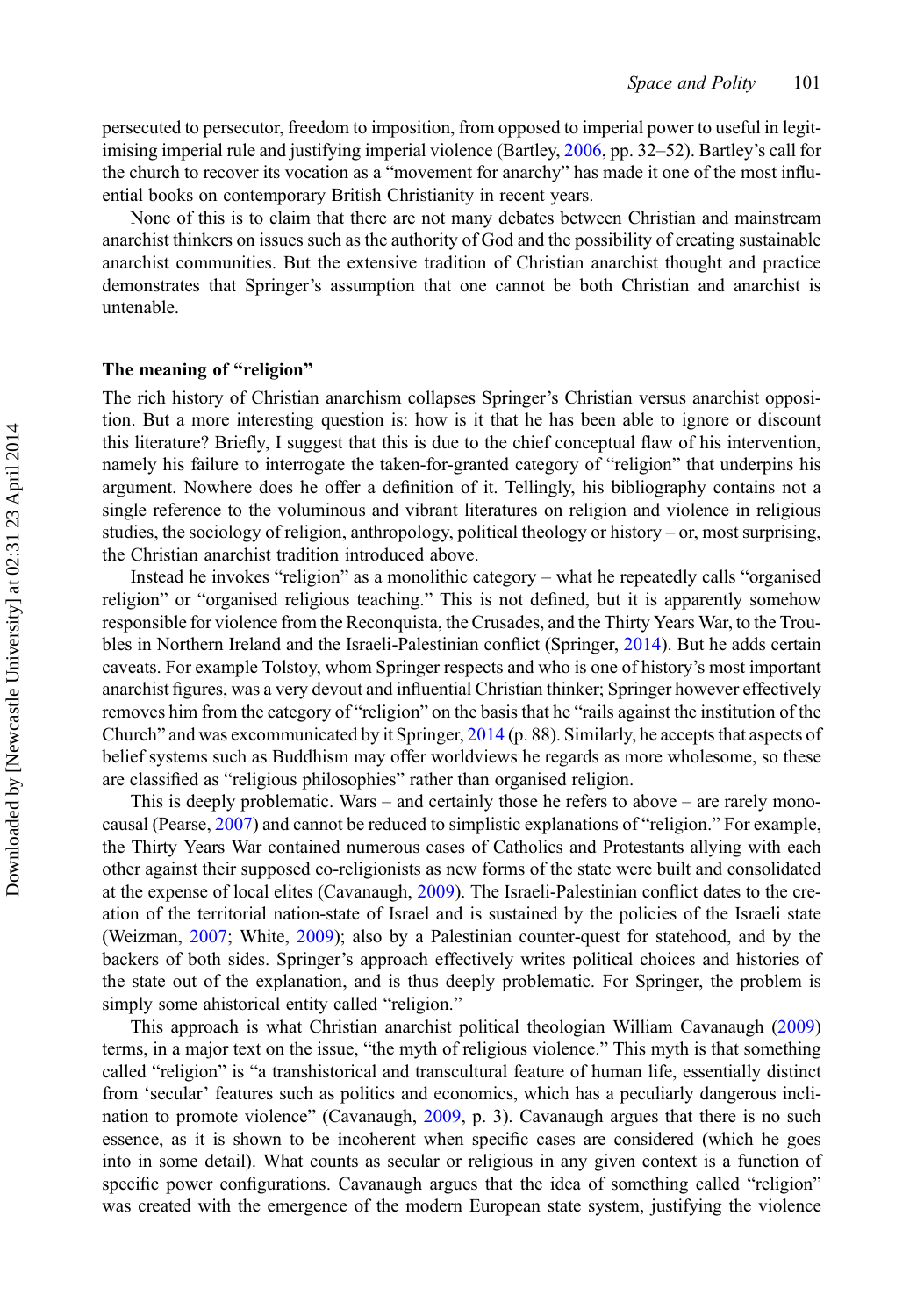persecuted to persecutor, freedom to imposition, from opposed to imperial power to useful in legitimising imperial rule and justifying imperial violence (Bartley, 2006, pp. 32–52). Bartley's call for the church to recover its vocation as a "movement for anarchy" has made it one of the most influential books on contemporary British Christianity in recent years.

None of this is to claim that there are not many debates between Christian and mainstream anarchist thinkers on issues such as the authority of God and the possibility of creating sustainable anarchist communities. But the extensive tradition of Christian anarchist thought and practice demonstrates that Springer's assumption that one cannot be both Christian and anarchist is untenable.

## The meaning of "religion"

The rich history of Christian anarchism collapses Springer's Christian versus anarchist opposition. But a more interesting question is: how is it that he has been able to ignore or discount this literature? Briefly, I suggest that this is due to the chief conceptual flaw of his intervention, namely his failure to interrogate the taken-for-granted category of "religion" that underpins his argument. Nowhere does he offer a definition of it. Tellingly, his bibliography contains not a single reference to the voluminous and vibrant literatures on religion and violence in religious studies, the sociology of religion, anthropology, political theology or history – or, most surprising, the Christian anarchist tradition introduced above.

Instead he invokes "religion" as a monolithic category – what he repeatedly calls "organised religion" or "organised religious teaching." This is not defined, but it is apparently somehow responsible for violence from the Reconquista, the Crusades, and the Thirty Years War, to the Troubles in Northern Ireland and the Israeli-Palestinian conflict (Springer, 2014). But he adds certain caveats. For example Tolstoy, whom Springer respects and who is one of history's most important anarchist figures, was a very devout and influential Christian thinker; Springer however effectively removes him from the category of "religion" on the basis that he "rails against the institution of the Church" and was excommunicated by it Springer, 2014 (p. 88). Similarly, he accepts that aspects of belief systems such as Buddhism may offer worldviews he regards as more wholesome, so these are classified as "religious philosophies" rather than organised religion.

This is deeply problematic. Wars – and certainly those he refers to above – are rarely monocausal (Pearse, 2007) and cannot be reduced to simplistic explanations of "religion." For example, the Thirty Years War contained numerous cases of Catholics and Protestants allying with each other against their supposed co-religionists as new forms of the state were built and consolidated at the expense of local elites (Cavanaugh, 2009). The Israeli-Palestinian conflict dates to the creation of the territorial nation-state of Israel and is sustained by the policies of the Israeli state (Weizman, 2007; White, 2009); also by a Palestinian counter-quest for statehood, and by the backers of both sides. Springer's approach effectively writes political choices and histories of the state out of the explanation, and is thus deeply problematic. For Springer, the problem is simply some ahistorical entity called "religion."

This approach is what Christian anarchist political theologian William Cavanaugh (2009) terms, in a major text on the issue, "the myth of religious violence." This myth is that something called "religion" is "a transhistorical and transcultural feature of human life, essentially distinct from 'secular' features such as politics and economics, which has a peculiarly dangerous inclination to promote violence" (Cavanaugh, 2009, p. 3). Cavanaugh argues that there is no such essence, as it is shown to be incoherent when specific cases are considered (which he goes into in some detail). What counts as secular or religious in any given context is a function of specific power configurations. Cavanaugh argues that the idea of something called "religion" was created with the emergence of the modern European state system, justifying the violence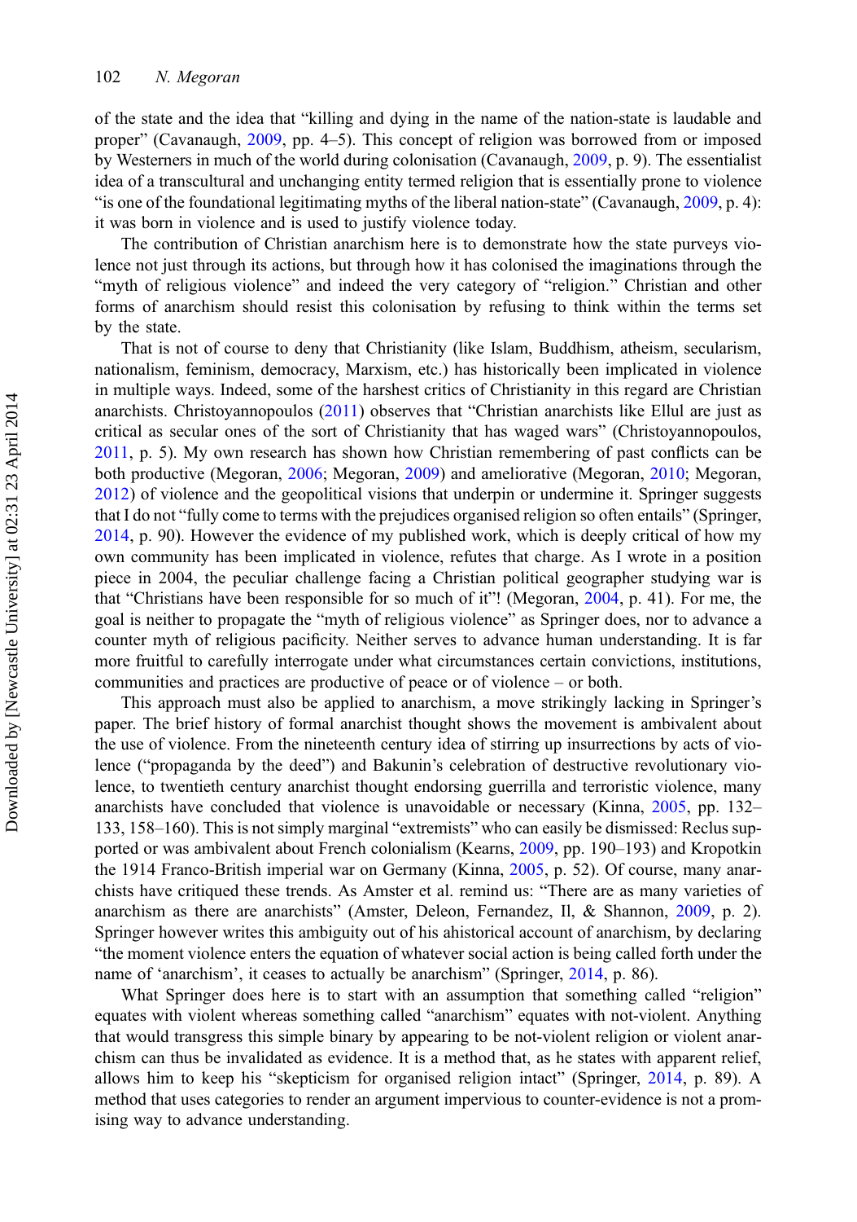of the state and the idea that "killing and dying in the name of the nation-state is laudable and proper" (Cavanaugh, 2009, pp. 4–5). This concept of religion was borrowed from or imposed by Westerners in much of the world during colonisation (Cavanaugh, 2009, p. 9). The essentialist idea of a transcultural and unchanging entity termed religion that is essentially prone to violence "is one of the foundational legitimating myths of the liberal nation-state" (Cavanaugh, 2009, p. 4): it was born in violence and is used to justify violence today.

The contribution of Christian anarchism here is to demonstrate how the state purveys violence not just through its actions, but through how it has colonised the imaginations through the "myth of religious violence" and indeed the very category of "religion." Christian and other forms of anarchism should resist this colonisation by refusing to think within the terms set by the state.

That is not of course to deny that Christianity (like Islam, Buddhism, atheism, secularism, nationalism, feminism, democracy, Marxism, etc.) has historically been implicated in violence in multiple ways. Indeed, some of the harshest critics of Christianity in this regard are Christian anarchists. Christoyannopoulos (2011) observes that "Christian anarchists like Ellul are just as critical as secular ones of the sort of Christianity that has waged wars" (Christoyannopoulos, 2011, p. 5). My own research has shown how Christian remembering of past conflicts can be both productive (Megoran, 2006; Megoran, 2009) and ameliorative (Megoran, 2010; Megoran, 2012) of violence and the geopolitical visions that underpin or undermine it. Springer suggests that I do not "fully come to terms with the prejudices organised religion so often entails" (Springer, 2014, p. 90). However the evidence of my published work, which is deeply critical of how my own community has been implicated in violence, refutes that charge. As I wrote in a position piece in 2004, the peculiar challenge facing a Christian political geographer studying war is that "Christians have been responsible for so much of it"! (Megoran, 2004, p. 41). For me, the goal is neither to propagate the "myth of religious violence" as Springer does, nor to advance a counter myth of religious pacificity. Neither serves to advance human understanding. It is far more fruitful to carefully interrogate under what circumstances certain convictions, institutions, communities and practices are productive of peace or of violence – or both.

This approach must also be applied to anarchism, a move strikingly lacking in Springer's paper. The brief history of formal anarchist thought shows the movement is ambivalent about the use of violence. From the nineteenth century idea of stirring up insurrections by acts of violence ("propaganda by the deed") and Bakunin's celebration of destructive revolutionary violence, to twentieth century anarchist thought endorsing guerrilla and terroristic violence, many anarchists have concluded that violence is unavoidable or necessary (Kinna, 2005, pp. 132–133, 158–160). This is not simply marginal "extremists" who can easily be dismissed: Reclus supported or was ambivalent about French colonialism (Kearns, 2009, pp. 190–193) and Kropotkin the 1914 Franco-British imperial war on Germany (Kinna, 2005, p. 52). Of course, many anarchists have critiqued these trends. As Amster et al. remind us: "There are as many varieties of anarchism as there are anarchists" (Amster, Deleon, Fernandez, Il, & Shannon, 2009, p. 2). Springer however writes this ambiguity out of his ahistorical account of anarchism, by declaring "the moment violence enters the equation of whatever social action is being called forth under the name of 'anarchism', it ceases to actually be anarchism" (Springer, 2014, p. 86).

What Springer does here is to start with an assumption that something called "religion" equates with violent whereas something called "anarchism" equates with not-violent. Anything that would transgress this simple binary by appearing to be not-violent religion or violent anarchism can thus be invalidated as evidence. It is a method that, as he states with apparent relief, allows him to keep his "skepticism for organised religion intact" (Springer, 2014, p. 89). A method that uses categories to render an argument impervious to counter-evidence is not a promising way to advance understanding.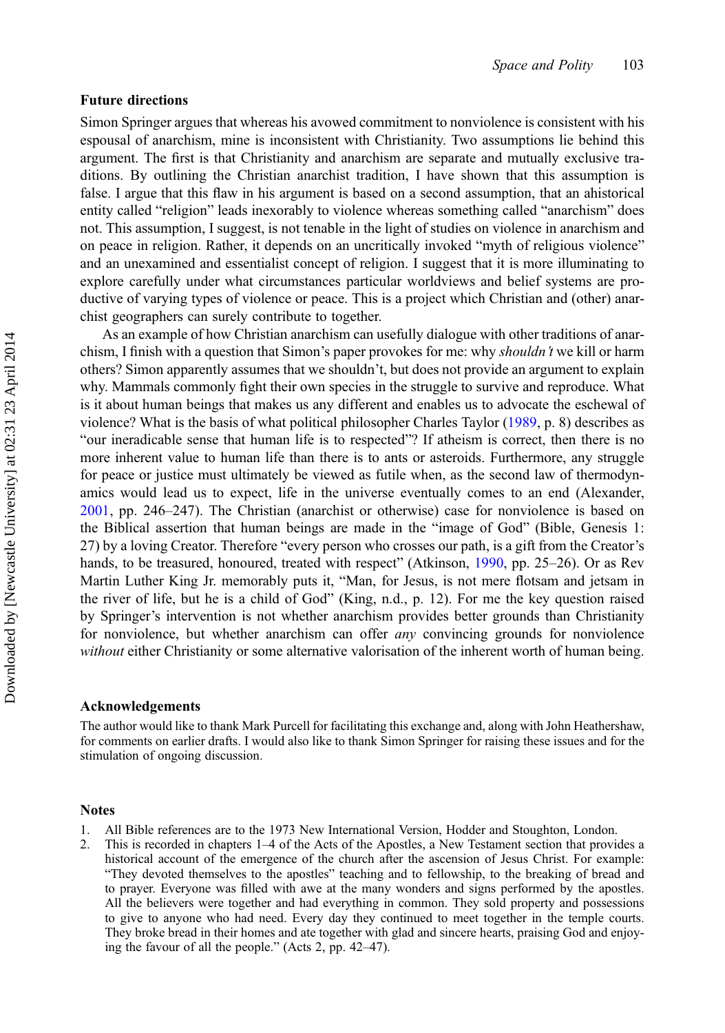## Future directions

Simon Springer argues that whereas his avowed commitment to nonviolence is consistent with his espousal of anarchism, mine is inconsistent with Christianity. Two assumptions lie behind this argument. The first is that Christianity and anarchism are separate and mutually exclusive traditions. By outlining the Christian anarchist tradition, I have shown that this assumption is false. I argue that this flaw in his argument is based on a second assumption, that an ahistorical entity called "religion" leads inexorably to violence whereas something called "anarchism" does not. This assumption, I suggest, is not tenable in the light of studies on violence in anarchism and on peace in religion. Rather, it depends on an uncritically invoked "myth of religious violence" and an unexamined and essentialist concept of religion. I suggest that it is more illuminating to explore carefully under what circumstances particular worldviews and belief systems are productive of varying types of violence or peace. This is a project which Christian and (other) anarchist geographers can surely contribute to together.

As an example of how Christian anarchism can usefully dialogue with other traditions of anarchism, I finish with a question that Simon's paper provokes for me: why *shouldn't* we kill or harm others? Simon apparently assumes that we shouldn't, but does not provide an argument to explain why. Mammals commonly fight their own species in the struggle to survive and reproduce. What is it about human beings that makes us any different and enables us to advocate the eschewal of violence? What is the basis of what political philosopher Charles Taylor (1989, p. 8) describes as "our ineradicable sense that human life is to respected"? If atheism is correct, then there is no more inherent value to human life than there is to ants or asteroids. Furthermore, any struggle for peace or justice must ultimately be viewed as futile when, as the second law of thermodynamics would lead us to expect, life in the universe eventually comes to an end (Alexander, 2001, pp. 246–247). The Christian (anarchist or otherwise) case for nonviolence is based on the Biblical assertion that human beings are made in the "image of God" (Bible, Genesis 1: 27) by a loving Creator. Therefore "every person who crosses our path, is a gift from the Creator's hands, to be treasured, honoured, treated with respect" (Atkinson, 1990, pp. 25–26). Or as Rev Martin Luther King Jr. memorably puts it, "Man, for Jesus, is not mere flotsam and jetsam in the river of life, but he is a child of God" (King, n.d., p. 12). For me the key question raised by Springer's intervention is not whether anarchism provides better grounds than Christianity for nonviolence, but whether anarchism can offer *any* convincing grounds for nonviolence *without* either Christianity or some alternative valorisation of the inherent worth of human being.

## Acknowledgements

The author would like to thank Mark Purcell for facilitating this exchange and, along with John Heathershaw, for comments on earlier drafts. I would also like to thank Simon Springer for raising these issues and for the stimulation of ongoing discussion.

## Notes

1. All Bible references are to the 1973 New International Version, Hodder and Stoughton, London.
2. This is recorded in chapters 1–4 of the Acts of the Apostles, a New Testament section that provides a historical account of the emergence of the church after the ascension of Jesus Christ. For example: "They devoted themselves to the apostles" teaching and to fellowship, to the breaking of bread and to prayer. Everyone was filled with awe at the many wonders and signs performed by the apostles. All the believers were together and had everything in common. They sold property and possessions to give to anyone who had need. Every day they continued to meet together in the temple courts. They broke bread in their homes and ate together with glad and sincere hearts, praising God and enjoying the favour of all the people." (Acts 2, pp. 42–47).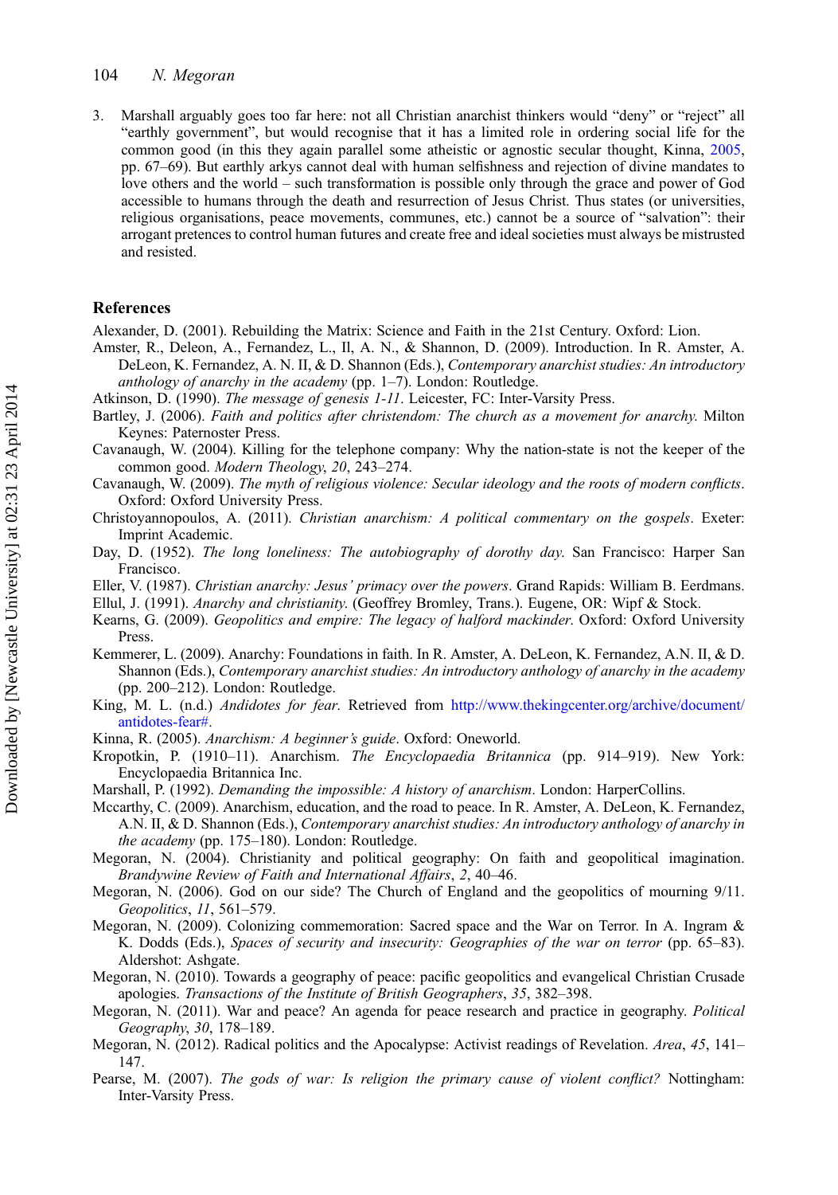3. Marshall arguably goes too far here: not all Christian anarchist thinkers would "deny" or "reject" all "earthly government", but would recognise that it has a limited role in ordering social life for the common good (in this they again parallel some atheistic or agnostic secular thought, Kinna, 2005, pp. 67–69). But earthly arkys cannot deal with human selfishness and rejection of divine mandates to love others and the world – such transformation is possible only through the grace and power of God accessible to humans through the death and resurrection of Jesus Christ. Thus states (or universities, religious organisations, peace movements, communes, etc.) cannot be a source of "salvation": their arrogant pretences to control human futures and create free and ideal societies must always be mistrusted and resisted.

## References

Alexander, D. (2001). Rebuilding the Matrix: Science and Faith in the 21st Century. Oxford: Lion.

Amster, R., Deleon, A., Fernandez, L., Il, A. N., & Shannon, D. (2009). Introduction. In R. Amster, A. DeLeon, K. Fernandez, A. N. II, & D. Shannon (Eds.), *Contemporary anarchist studies: An introductory anthology of anarchy in the academy* (pp. 1–7). London: Routledge.

Atkinson, D. (1990). *The message of genesis 1-11*. Leicester, FC: Inter-Varsity Press.

Bartley, J. (2006). *Faith and politics after christendom: The church as a movement for anarchy*. Milton Keynes: Paternoster Press.

Cavanaugh, W. (2004). Killing for the telephone company: Why the nation-state is not the keeper of the common good. *Modern Theology*, *20*, 243–274.

Cavanaugh, W. (2009). *The myth of religious violence: Secular ideology and the roots of modern conflicts*. Oxford: Oxford University Press.

Christoyannopoulos, A. (2011). *Christian anarchism: A political commentary on the gospels*. Exeter: Imprint Academic.

Day, D. (1952). *The long loneliness: The autobiography of dorothy day*. San Francisco: Harper San Francisco.

Eller, V. (1987). *Christian anarchy: Jesus' primacy over the powers*. Grand Rapids: William B. Eerdmans.

Ellul, J. (1991). *Anarchy and christianity*. (Geoffrey Bromley, Trans.). Eugene, OR: Wipf & Stock.

Kearns, G. (2009). *Geopolitics and empire: The legacy of halford mackinder*. Oxford: Oxford University Press.

Kemmerer, L. (2009). Anarchy: Foundations in faith. In R. Amster, A. DeLeon, K. Fernandez, A.N. II, & D. Shannon (Eds.), *Contemporary anarchist studies: An introductory anthology of anarchy in the academy* (pp. 200–212). London: Routledge.

King, M. L. (n.d.) *Andidotes for fear*. Retrieved from http://www.thekingcenter.org/archive/document/antidotes-fear#.

Kinna, R. (2005). *Anarchism: A beginner's guide*. Oxford: Oneworld.

Kropotkin, P. (1910–11). Anarchism. *The Encyclopaedia Britannica* (pp. 914–919). New York: Encyclopaedia Britannica Inc.

Marshall, P. (1992). *Demanding the impossible: A history of anarchism*. London: HarperCollins.

Mccarthy, C. (2009). Anarchism, education, and the road to peace. In R. Amster, A. DeLeon, K. Fernandez, A.N. II, & D. Shannon (Eds.), *Contemporary anarchist studies: An introductory anthology of anarchy in the academy* (pp. 175–180). London: Routledge.

Megoran, N. (2004). Christianity and political geography: On faith and geopolitical imagination. *Brandywine Review of Faith and International Affairs*, *2*, 40–46.

Megoran, N. (2006). God on our side? The Church of England and the geopolitics of mourning 9/11. *Geopolitics*, *11*, 561–579.

Megoran, N. (2009). Colonizing commemoration: Sacred space and the War on Terror. In A. Ingram & K. Dodds (Eds.), *Spaces of security and insecurity: Geographies of the war on terror* (pp. 65–83). Aldershot: Ashgate.

Megoran, N. (2010). Towards a geography of peace: pacific geopolitics and evangelical Christian Crusade apologies. *Transactions of the Institute of British Geographers*, *35*, 382–398.

Megoran, N. (2011). War and peace? An agenda for peace research and practice in geography. *Political Geography*, *30*, 178–189.

Megoran, N. (2012). Radical politics and the Apocalypse: Activist readings of Revelation. *Area*, *45*, 141–147.

Pearse, M. (2007). *The gods of war: Is religion the primary cause of violent conflict?* Nottingham: Inter-Varsity Press.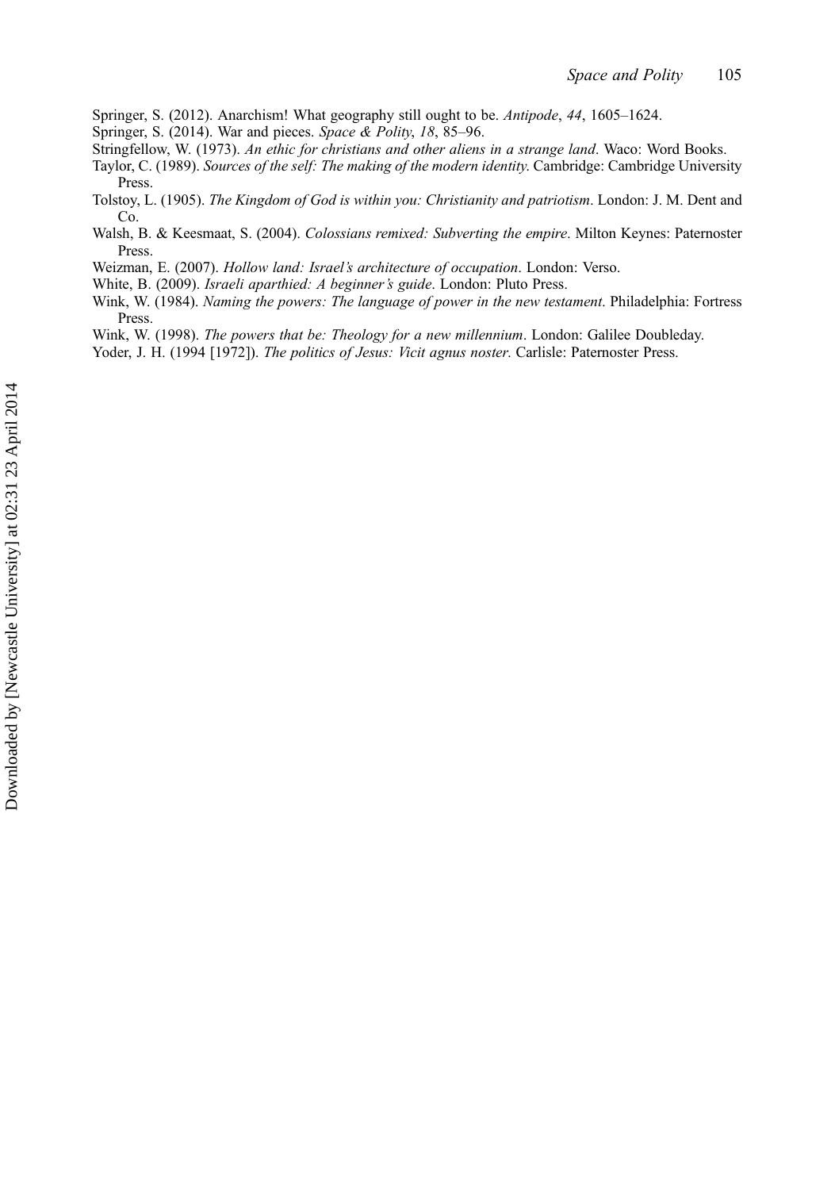Springer, S. (2012). Anarchism! What geography still ought to be. *Antipode*, *44*, 1605–1624.

Springer, S. (2014). War and pieces. *Space & Polity*, *18*, 85–96.

Stringfellow, W. (1973). *An ethic for christians and other aliens in a strange land*. Waco: Word Books.

Taylor, C. (1989). *Sources of the self: The making of the modern identity.* Cambridge: Cambridge University Press.

Tolstoy, L. (1905). *The Kingdom of God is within you: Christianity and patriotism*. London: J. M. Dent and Co.

Walsh, B. & Keesmaat, S. (2004). *Colossians remixed: Subverting the empire*. Milton Keynes: Paternoster Press.

Weizman, E. (2007). *Hollow land: Israel's architecture of occupation*. London: Verso.

White, B. (2009). *Israeli aparthied: A beginner's guide*. London: Pluto Press.

Wink, W. (1984). *Naming the powers: The language of power in the new testament*. Philadelphia: Fortress Press.

Wink, W. (1998). *The powers that be: Theology for a new millennium*. London: Galilee Doubleday.

Yoder, J. H. (1994 [1972]). *The politics of Jesus: Vicit agnus noster.* Carlisle: Paternoster Press.